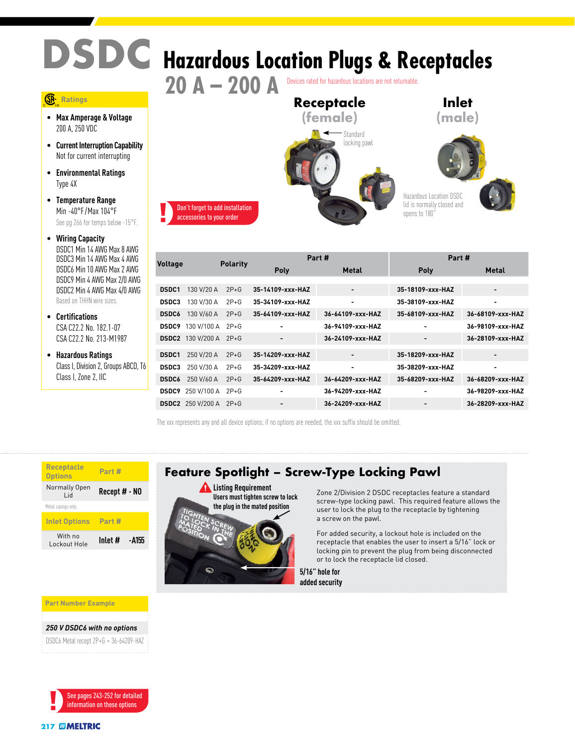# DSDC Hazardous Location Plugs & Receptacles

## 20 A – 200 A

Devices rated for hazardous locations are not returnable.

### Ratings

- **Max Amperage & Voltage**
  200 A, 250 VDC
- **Current Interruption Capability**
  Not for current interrupting
- **Environmental Ratings**
  Type 4X
- **Temperature Range**
  Min -40°F / Max 104°F
  See pg 266 for temps below -15°F.
- **Wiring Capacity**
  DSDC1 Min 14 AWG Max 8 AWG
  DSDC3 Min 14 AWG Max 4 AWG
  DSDC6 Min 10 AWG Max 2 AWG
  DSDC9 Min 4 AWG Max 2/0 AWG
  DSDC2 Min 4 AWG Max 4/0 AWG
  Based on THHN wire sizes.
- **Certifications**
  CSA C22.2 No. 182.1-07
  CSA C22.2 No. 213-M1987
- **Hazardous Ratings**
  Class I, Division 2, Groups ABCD, T6
  Class I, Zone 2, IIC

**Receptacle (female)**

Standard locking pawl

**Inlet (male)**

Hazardous Location DSDC lid is normally closed and opens to 180°

! Don't forget to add installation accessories to your order

| Voltage | | Polarity | Receptacle Part # Poly | Receptacle Part # Metal | Inlet Part # Poly | Inlet Part # Metal |
|---|---|---|---|---|---|---|
| DSDC1 | 130 V/20 A | 2P+G | 35-14109-xxx-HAZ | - | 35-18109-xxx-HAZ | - |
| DSDC3 | 130 V/30 A | 2P+G | 35-34109-xxx-HAZ | - | 35-38109-xxx-HAZ | - |
| DSDC6 | 130 V/60 A | 2P+G | 35-64109-xxx-HAZ | 36-64109-xxx-HAZ | 35-68109-xxx-HAZ | 36-68109-xxx-HAZ |
| DSDC9 | 130 V/100 A | 2P+G | - | 36-94109-xxx-HAZ | - | 36-98109-xxx-HAZ |
| DSDC2 | 130 V/200 A | 2P+G | - | 36-24109-xxx-HAZ | - | 36-28109-xxx-HAZ |
| DSDC1 | 250 V/20 A | 2P+G | 35-14209-xxx-HAZ | - | 35-18209-xxx-HAZ | - |
| DSDC3 | 250 V/30 A | 2P+G | 35-34209-xxx-HAZ | - | 35-38209-xxx-HAZ | - |
| DSDC6 | 250 V/60 A | 2P+G | 35-64209-xxx-HAZ | 36-64209-xxx-HAZ | 35-68209-xxx-HAZ | 36-68209-xxx-HAZ |
| DSDC9 | 250 V/100 A | 2P+G | - | 36-94209-xxx-HAZ | - | 36-98209-xxx-HAZ |
| DSDC2 | 250 V/200 A | 2P+G | - | 36-24209-xxx-HAZ | - | 36-28209-xxx-HAZ |

The xxx represents any and all device options; if no options are needed, the xxx suffix should be omitted.

| Receptacle Options | Part # |
|---|---|
| Normally Open Lid | Recept # - NO |

Metal casings only.

| Inlet Options | Part # |
|---|---|
| With no Lockout Hole | Inlet # -A155 |

### Feature Spotlight – Screw-Type Locking Pawl

**Listing Requirement**
**Users must tighten screw to lock the plug in the mated position**

TIGHTEN SCREW TO LOCK IN THE MATED POSITION

**5/16" hole for added security**

Zone 2/Division 2 DSDC receptacles feature a standard screw-type locking pawl. This required feature allows the user to lock the plug to the receptacle by tightening a screw on the pawl.

For added security, a lockout hole is included on the receptacle that enables the user to insert a 5/16" lock or locking pin to prevent the plug from being disconnected or to lock the receptacle lid closed.

### Part Number Example

***250 V DSDC6 with no options***

DSDC6 Metal recept 2P+G = 36-64209-HAZ

! See pages 243-252 for detailed information on these options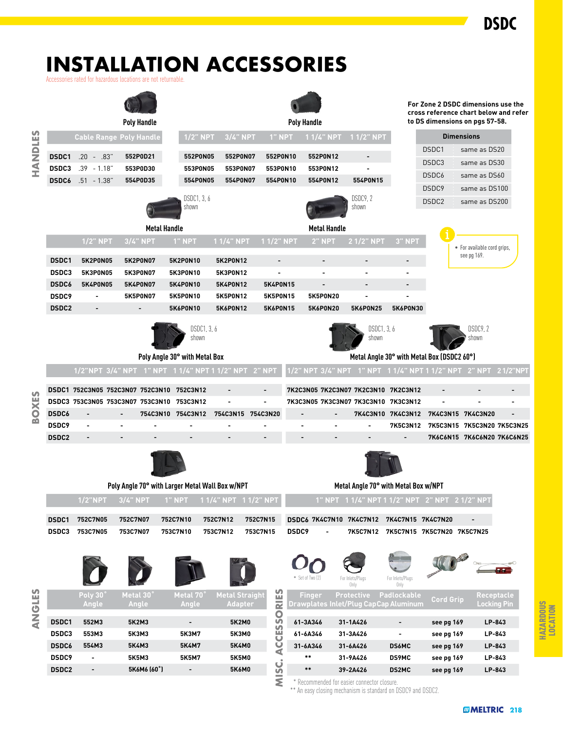# INSTALLATION ACCESSORIES

Accessories rated for hazardous locations are not returnable.

For Zone 2 DSDC dimensions use the cross reference chart below and refer to DS dimensions on pgs 57-58.

| Dimensions | |
|---|---|
| DSDC1 | same as DS20 |
| DSDC3 | same as DS30 |
| DSDC6 | same as DS60 |
| DSDC9 | same as DS100 |
| DSDC2 | same as DS200 |

## HANDLES

### Poly Handle

| | Cable Range | Poly Handle | 1/2" NPT | 3/4" NPT | 1" NPT | 1 1/4" NPT | 1 1/2" NPT |
|---|---|---|---|---|---|---|---|
| DSDC1 | .20 - .83" | 552P0D21 | 552P0N05 | 552P0N07 | 552P0N10 | 552P0N12 | - |
| DSDC3 | .39 - 1.18" | 553P0D30 | 553P0N05 | 553P0N07 | 553P0N10 | 553P0N12 | - |
| DSDC6 | .51 - 1.38" | 554P0D35 | 554P0N05 | 554P0N07 | 554P0N10 | 554P0N12 | 554P0N15 |

### Metal Handle

DSDC1, 3, 6 shown — DSDC9, 2 shown

| | 1/2" NPT | 3/4" NPT | 1" NPT | 1 1/4" NPT | 1 1/2" NPT | 2" NPT | 2 1/2" NPT | 3" NPT |
|---|---|---|---|---|---|---|---|---|
| DSDC1 | 5K2P0N05 | 5K2P0N07 | 5K2P0N10 | 5K2P0N12 | - | - | - | - |
| DSDC3 | 5K3P0N05 | 5K3P0N07 | 5K3P0N10 | 5K3P0N12 | - | - | - | - |
| DSDC6 | 5K4P0N05 | 5K4P0N07 | 5K4P0N10 | 5K4P0N12 | 5K4P0N15 | - | - | - |
| DSDC9 | - | 5K5P0N07 | 5K5P0N10 | 5K5P0N12 | 5K5P0N15 | 5K5P0N20 | - | - |
| DSDC2 | - | - | 5K6P0N10 | 5K6P0N12 | 5K6P0N15 | 5K6P0N20 | 5K6P0N25 | 5K6P0N30 |

- For available cord grips, see pg 169.

## BOXES

### Poly Angle 30° with Metal Box

DSDC1, 3, 6 shown

| | 1/2"NPT | 3/4" NPT | 1" NPT | 1 1/4" NPT | 1 1/2" NPT | 2" NPT |
|---|---|---|---|---|---|---|
| DSDC1 | 752C3N05 | 752C3N07 | 752C3N10 | 752C3N12 | - | - |
| DSDC3 | 753C3N05 | 753C3N07 | 753C3N10 | 753C3N12 | - | - |
| DSDC6 | - | - | 754C3N10 | 754C3N12 | 754C3N15 | 754C3N20 |
| DSDC9 | - | - | - | - | - | - |
| DSDC2 | - | - | - | - | - | - |

### Metal Angle 30° with Metal Box (DSDC2 60°)

DSDC1, 3, 6 shown — DSDC9, 2 shown

| | 1/2" NPT | 3/4" NPT | 1" NPT | 1 1/4" NPT | 1 1/2" NPT | 2" NPT | 2 1/2"NPT |
|---|---|---|---|---|---|---|---|
| DSDC1 | 7K2C3N05 | 7K2C3N07 | 7K2C3N10 | 7K2C3N12 | - | - | - |
| DSDC3 | 7K3C3N05 | 7K3C3N07 | 7K3C3N10 | 7K3C3N12 | - | - | - |
| DSDC6 | - | - | 7K4C3N10 | 7K4C3N12 | 7K4C3N15 | 7K4C3N20 | - |
| DSDC9 | - | - | - | 7K5C3N12 | 7K5C3N15 | 7K5C3N20 | 7K5C3N25 |
| DSDC2 | - | - | - | - | 7K6C6N15 | 7K6C6N20 | 7K6C6N25 |

### Poly Angle 70° with Larger Metal Wall Box w/NPT

| | 1/2"NPT | 3/4" NPT | 1" NPT | 1 1/4" NPT | 1 1/2" NPT |
|---|---|---|---|---|---|
| DSDC1 | 752C7N05 | 752C7N07 | 752C7N10 | 752C7N12 | 752C7N15 |
| DSDC3 | 753C7N05 | 753C7N07 | 753C7N10 | 753C7N12 | 753C7N15 |

### Metal Angle 70° with Metal Box w/NPT

| | 1" NPT | 1 1/4" NPT | 1 1/2" NPT | 2" NPT | 2 1/2" NPT |
|---|---|---|---|---|---|
| DSDC6 | 7K4C7N10 | 7K4C7N12 | 7K4C7N15 | 7K4C7N20 | - |
| DSDC9 | - | 7K5C7N12 | 7K5C7N15 | 7K5C7N20 | 7K5C7N25 |

## ANGLES

| | Poly 30° Angle | Metal 30° Angle | Metal 70° Angle | Metal Straight Adapter |
|---|---|---|---|---|
| DSDC1 | 552M3 | 5K2M3 | - | 5K2M0 |
| DSDC3 | 553M3 | 5K3M3 | 5K3M7 | 5K3M0 |
| DSDC6 | 554M3 | 5K4M3 | 5K4M7 | 5K4M0 |
| DSDC9 | - | 5K5M3 | 5K5M7 | 5K5M0 |
| DSDC2 | - | 5K6M6 (60°) | - | 5K6M0 |

## MISC. ACCESSORIES

| | Finger Drawplates (* Set of Two (2)) | Protective Inlet/Plug Cap (For Inlets/Plugs Only) | Padlockable Cap Aluminum (For Inlets/Plugs Only) | Cord Grip | Receptacle Locking Pin |
|---|---|---|---|---|---|
| DSDC1 | 61-3A346 | 31-1A426 | - | see pg 169 | LP-843 |
| DSDC3 | 61-6A346 | 31-3A426 | - | see pg 169 | LP-843 |
| DSDC6 | 31-6A346 | 31-6A426 | DS6MC | see pg 169 | LP-843 |
| DSDC9 | ** | 31-9A426 | DS9MC | see pg 169 | LP-843 |
| DSDC2 | ** | 39-2A426 | DS2MC | see pg 169 | LP-843 |

\* Recommended for easier connector closure.
\*\* An easy closing mechanism is standard on DSDC9 and DSDC2.